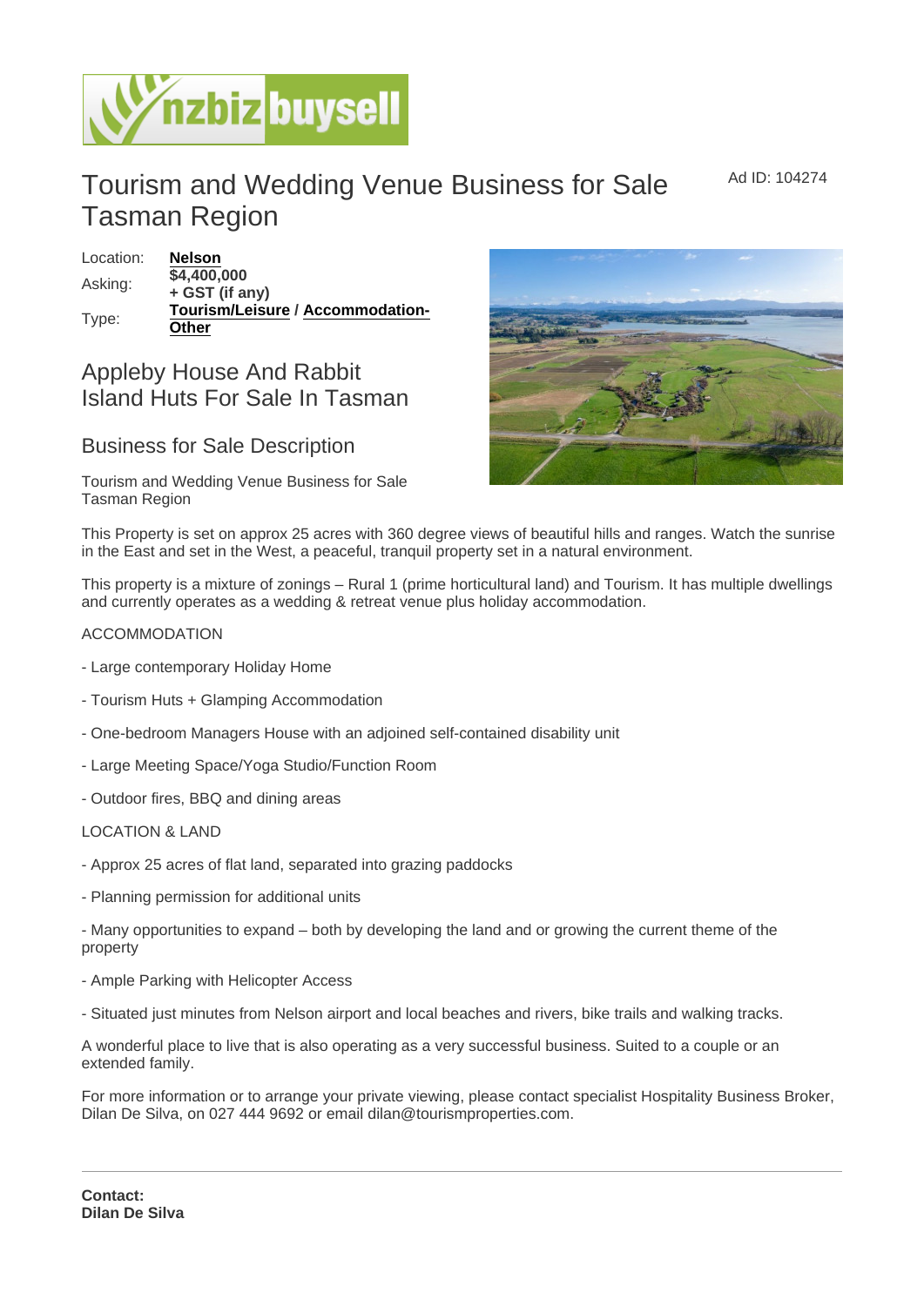# Tourism and Wedding Venue Business for Sale Tasman Region

Ad ID: 104274

| | |
|---|---|
| Location: | **Nelson** |
| Asking: | **$4,400,000 + GST (if any)** |
| Type: | **Tourism/Leisure** / **Accommodation-Other** |

## Appleby House And Rabbit Island Huts For Sale In Tasman

## Business for Sale Description

Tourism and Wedding Venue Business for Sale Tasman Region

This Property is set on approx 25 acres with 360 degree views of beautiful hills and ranges. Watch the sunrise in the East and set in the West, a peaceful, tranquil property set in a natural environment.

This property is a mixture of zonings – Rural 1 (prime horticultural land) and Tourism. It has multiple dwellings and currently operates as a wedding & retreat venue plus holiday accommodation.

ACCOMMODATION

- Large contemporary Holiday Home
- Tourism Huts + Glamping Accommodation
- One-bedroom Managers House with an adjoined self-contained disability unit
- Large Meeting Space/Yoga Studio/Function Room
- Outdoor fires, BBQ and dining areas

LOCATION & LAND

- Approx 25 acres of flat land, separated into grazing paddocks
- Planning permission for additional units
- Many opportunities to expand – both by developing the land and or growing the current theme of the property
- Ample Parking with Helicopter Access
- Situated just minutes from Nelson airport and local beaches and rivers, bike trails and walking tracks.

A wonderful place to live that is also operating as a very successful business. Suited to a couple or an extended family.

For more information or to arrange your private viewing, please contact specialist Hospitality Business Broker, Dilan De Silva, on 027 444 9692 or email dilan@tourismproperties.com.

---

**Contact:**
**Dilan De Silva**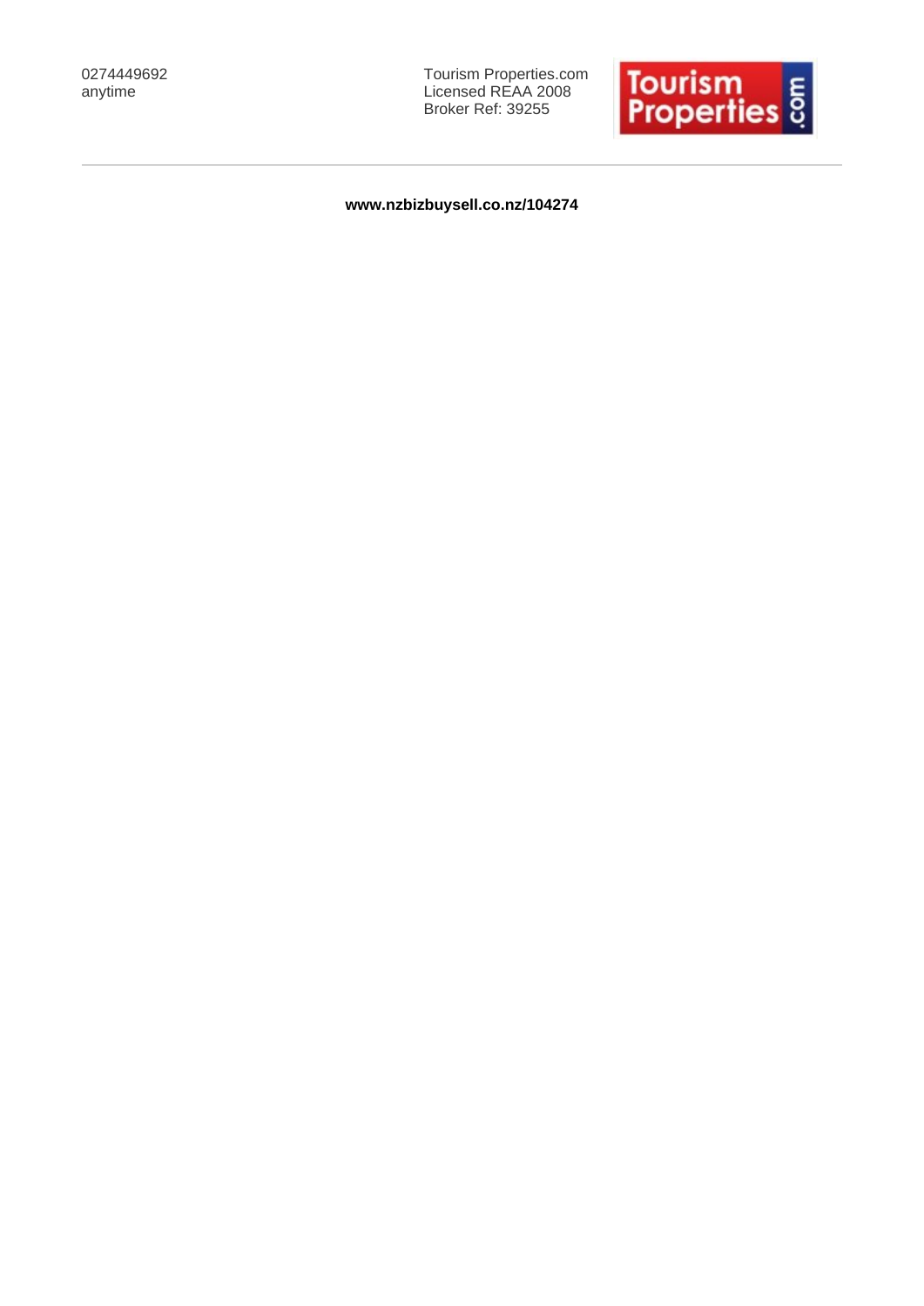0274449692
anytime

Tourism Properties.com
Licensed REAA 2008
Broker Ref: 39255

Tourism Properties.com

---

**www.nzbizbuysell.co.nz/104274**